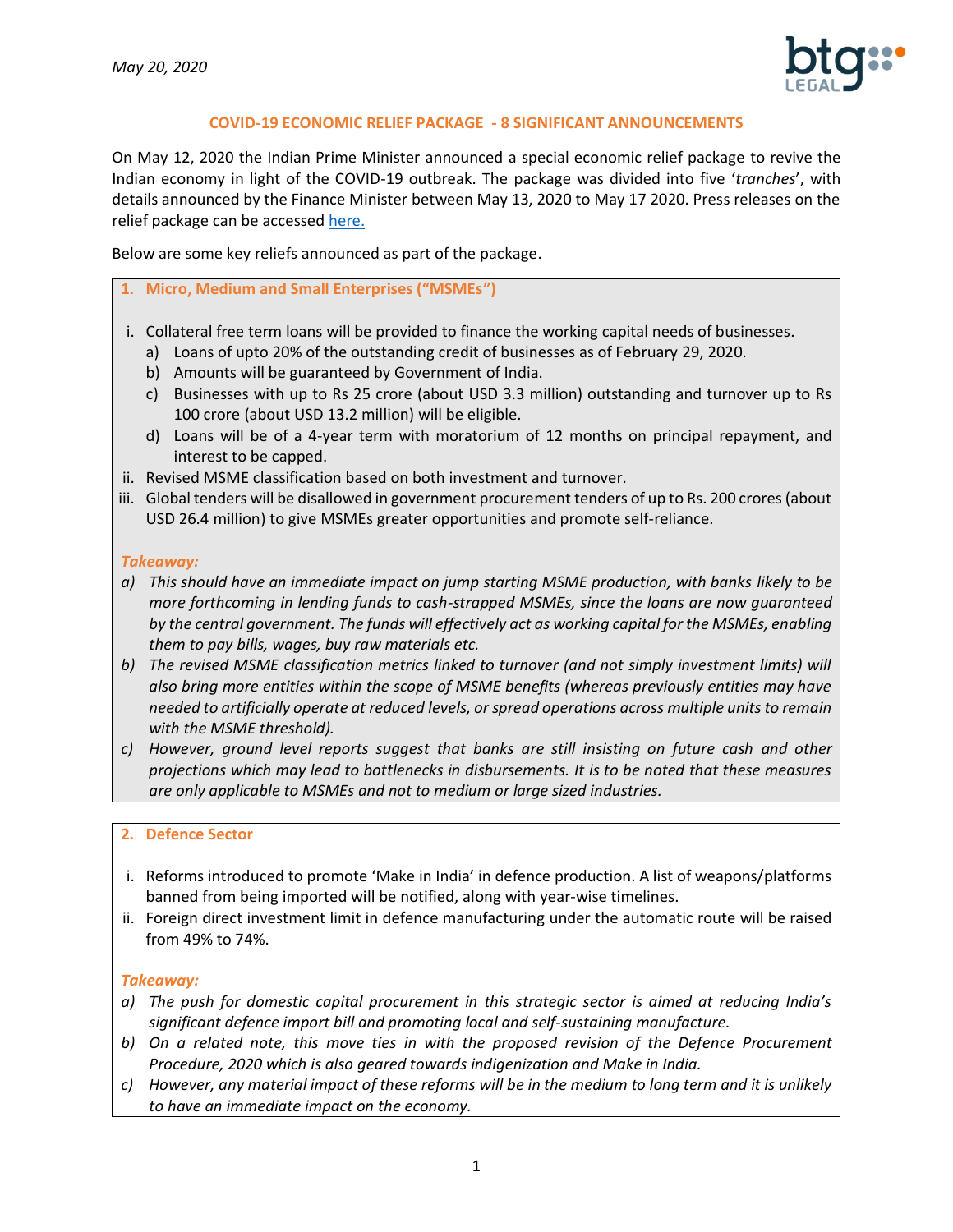*May 20, 2020*

## COVID-19 ECONOMIC RELIEF PACKAGE - 8 SIGNIFICANT ANNOUNCEMENTS

On May 12, 2020 the Indian Prime Minister announced a special economic relief package to revive the Indian economy in light of the COVID-19 outbreak. The package was divided into five '*tranches*', with details announced by the Finance Minister between May 13, 2020 to May 17 2020. Press releases on the relief package can be accessed here.

Below are some key reliefs announced as part of the package.

### 1. Micro, Medium and Small Enterprises ("MSMEs")

i. Collateral free term loans will be provided to finance the working capital needs of businesses.
   a) Loans of upto 20% of the outstanding credit of businesses as of February 29, 2020.
   b) Amounts will be guaranteed by Government of India.
   c) Businesses with up to Rs 25 crore (about USD 3.3 million) outstanding and turnover up to Rs 100 crore (about USD 13.2 million) will be eligible.
   d) Loans will be of a 4-year term with moratorium of 12 months on principal repayment, and interest to be capped.

ii. Revised MSME classification based on both investment and turnover.

iii. Global tenders will be disallowed in government procurement tenders of up to Rs. 200 crores (about USD 26.4 million) to give MSMEs greater opportunities and promote self-reliance.

***Takeaway:***

*a) This should have an immediate impact on jump starting MSME production, with banks likely to be more forthcoming in lending funds to cash-strapped MSMEs, since the loans are now guaranteed by the central government. The funds will effectively act as working capital for the MSMEs, enabling them to pay bills, wages, buy raw materials etc.*

*b) The revised MSME classification metrics linked to turnover (and not simply investment limits) will also bring more entities within the scope of MSME benefits (whereas previously entities may have needed to artificially operate at reduced levels, or spread operations across multiple units to remain with the MSME threshold).*

*c) However, ground level reports suggest that banks are still insisting on future cash and other projections which may lead to bottlenecks in disbursements. It is to be noted that these measures are only applicable to MSMEs and not to medium or large sized industries.*

### 2. Defence Sector

i. Reforms introduced to promote 'Make in India' in defence production. A list of weapons/platforms banned from being imported will be notified, along with year-wise timelines.

ii. Foreign direct investment limit in defence manufacturing under the automatic route will be raised from 49% to 74%.

***Takeaway:***

*a) The push for domestic capital procurement in this strategic sector is aimed at reducing India's significant defence import bill and promoting local and self-sustaining manufacture.*

*b) On a related note, this move ties in with the proposed revision of the Defence Procurement Procedure, 2020 which is also geared towards indigenization and Make in India.*

*c) However, any material impact of these reforms will be in the medium to long term and it is unlikely to have an immediate impact on the economy.*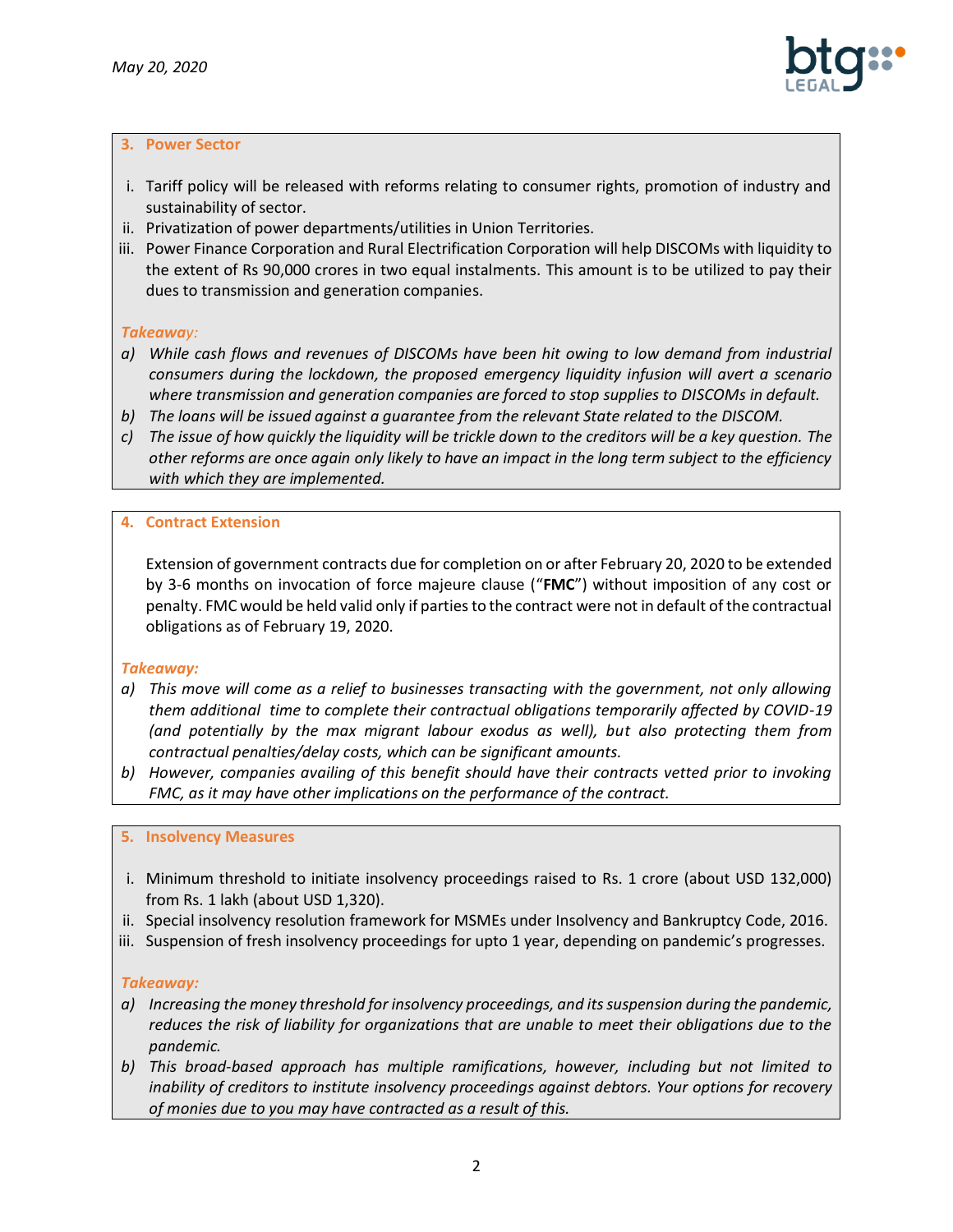## 3. Power Sector

i. Tariff policy will be released with reforms relating to consumer rights, promotion of industry and sustainability of sector.
ii. Privatization of power departments/utilities in Union Territories.
iii. Power Finance Corporation and Rural Electrification Corporation will help DISCOMs with liquidity to the extent of Rs 90,000 crores in two equal instalments. This amount is to be utilized to pay their dues to transmission and generation companies.

***Takeaway:***

*a) While cash flows and revenues of DISCOMs have been hit owing to low demand from industrial consumers during the lockdown, the proposed emergency liquidity infusion will avert a scenario where transmission and generation companies are forced to stop supplies to DISCOMs in default.*

*b) The loans will be issued against a guarantee from the relevant State related to the DISCOM.*

*c) The issue of how quickly the liquidity will be trickle down to the creditors will be a key question. The other reforms are once again only likely to have an impact in the long term subject to the efficiency with which they are implemented.*

## 4. Contract Extension

Extension of government contracts due for completion on or after February 20, 2020 to be extended by 3-6 months on invocation of force majeure clause ("**FMC**") without imposition of any cost or penalty. FMC would be held valid only if parties to the contract were not in default of the contractual obligations as of February 19, 2020.

***Takeaway:***

*a) This move will come as a relief to businesses transacting with the government, not only allowing them additional time to complete their contractual obligations temporarily affected by COVID-19 (and potentially by the max migrant labour exodus as well), but also protecting them from contractual penalties/delay costs, which can be significant amounts.*

*b) However, companies availing of this benefit should have their contracts vetted prior to invoking FMC, as it may have other implications on the performance of the contract.*

## 5. Insolvency Measures

i. Minimum threshold to initiate insolvency proceedings raised to Rs. 1 crore (about USD 132,000) from Rs. 1 lakh (about USD 1,320).
ii. Special insolvency resolution framework for MSMEs under Insolvency and Bankruptcy Code, 2016.
iii. Suspension of fresh insolvency proceedings for upto 1 year, depending on pandemic's progresses.

***Takeaway:***

*a) Increasing the money threshold for insolvency proceedings, and its suspension during the pandemic, reduces the risk of liability for organizations that are unable to meet their obligations due to the pandemic.*

*b) This broad-based approach has multiple ramifications, however, including but not limited to inability of creditors to institute insolvency proceedings against debtors. Your options for recovery of monies due to you may have contracted as a result of this.*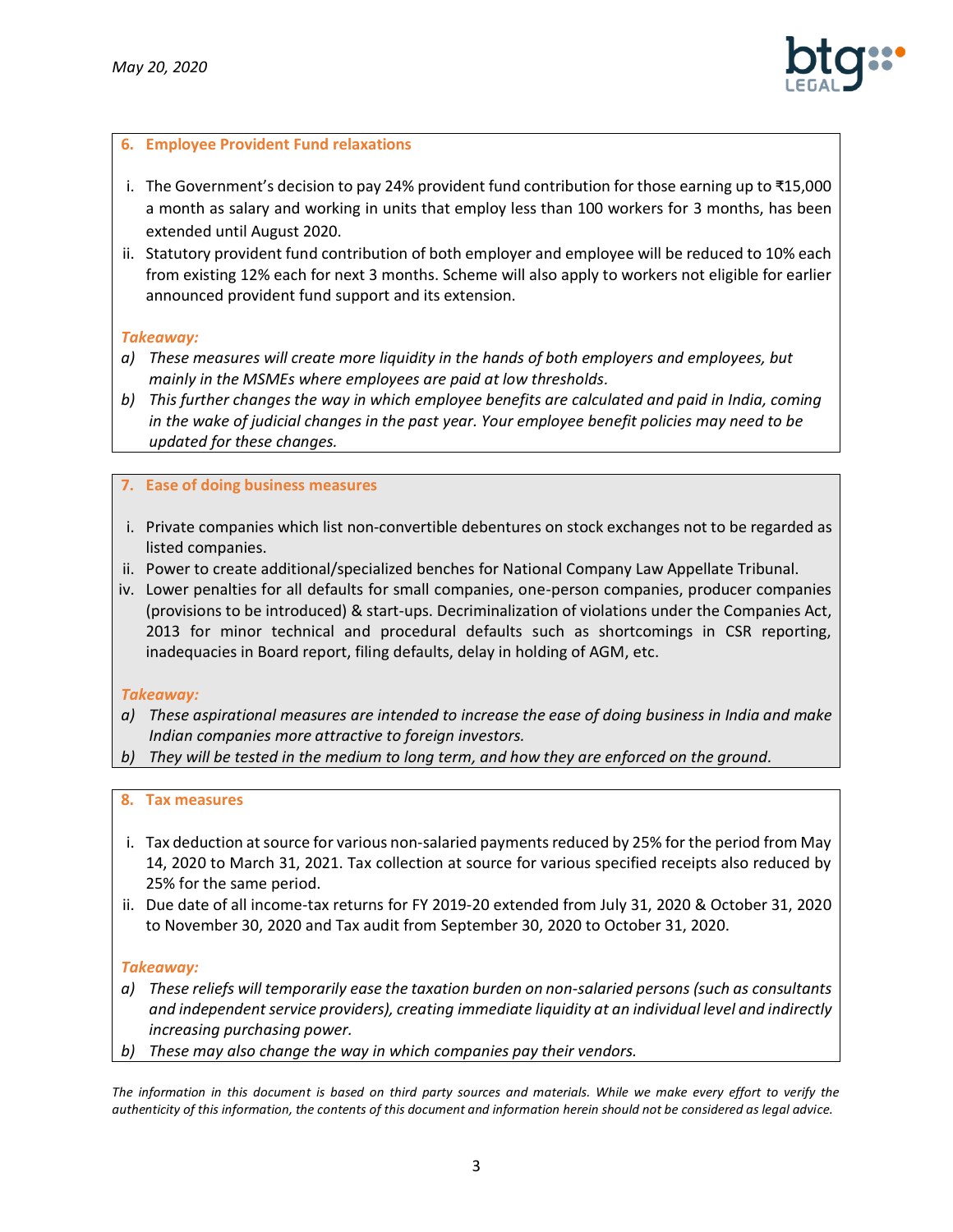### 6. Employee Provident Fund relaxations

i. The Government's decision to pay 24% provident fund contribution for those earning up to ₹15,000 a month as salary and working in units that employ less than 100 workers for 3 months, has been extended until August 2020.

ii. Statutory provident fund contribution of both employer and employee will be reduced to 10% each from existing 12% each for next 3 months. Scheme will also apply to workers not eligible for earlier announced provident fund support and its extension.

***Takeaway:***

*a) These measures will create more liquidity in the hands of both employers and employees, but mainly in the MSMEs where employees are paid at low thresholds.*

*b) This further changes the way in which employee benefits are calculated and paid in India, coming in the wake of judicial changes in the past year. Your employee benefit policies may need to be updated for these changes.*

### 7. Ease of doing business measures

i. Private companies which list non-convertible debentures on stock exchanges not to be regarded as listed companies.

ii. Power to create additional/specialized benches for National Company Law Appellate Tribunal.

iv. Lower penalties for all defaults for small companies, one-person companies, producer companies (provisions to be introduced) & start-ups. Decriminalization of violations under the Companies Act, 2013 for minor technical and procedural defaults such as shortcomings in CSR reporting, inadequacies in Board report, filing defaults, delay in holding of AGM, etc.

***Takeaway:***

*a) These aspirational measures are intended to increase the ease of doing business in India and make Indian companies more attractive to foreign investors.*

*b) They will be tested in the medium to long term, and how they are enforced on the ground.*

### 8. Tax measures

i. Tax deduction at source for various non-salaried payments reduced by 25% for the period from May 14, 2020 to March 31, 2021. Tax collection at source for various specified receipts also reduced by 25% for the same period.

ii. Due date of all income-tax returns for FY 2019-20 extended from July 31, 2020 & October 31, 2020 to November 30, 2020 and Tax audit from September 30, 2020 to October 31, 2020.

***Takeaway:***

*a) These reliefs will temporarily ease the taxation burden on non-salaried persons (such as consultants and independent service providers), creating immediate liquidity at an individual level and indirectly increasing purchasing power.*

*b) These may also change the way in which companies pay their vendors.*

*The information in this document is based on third party sources and materials. While we make every effort to verify the authenticity of this information, the contents of this document and information herein should not be considered as legal advice.*